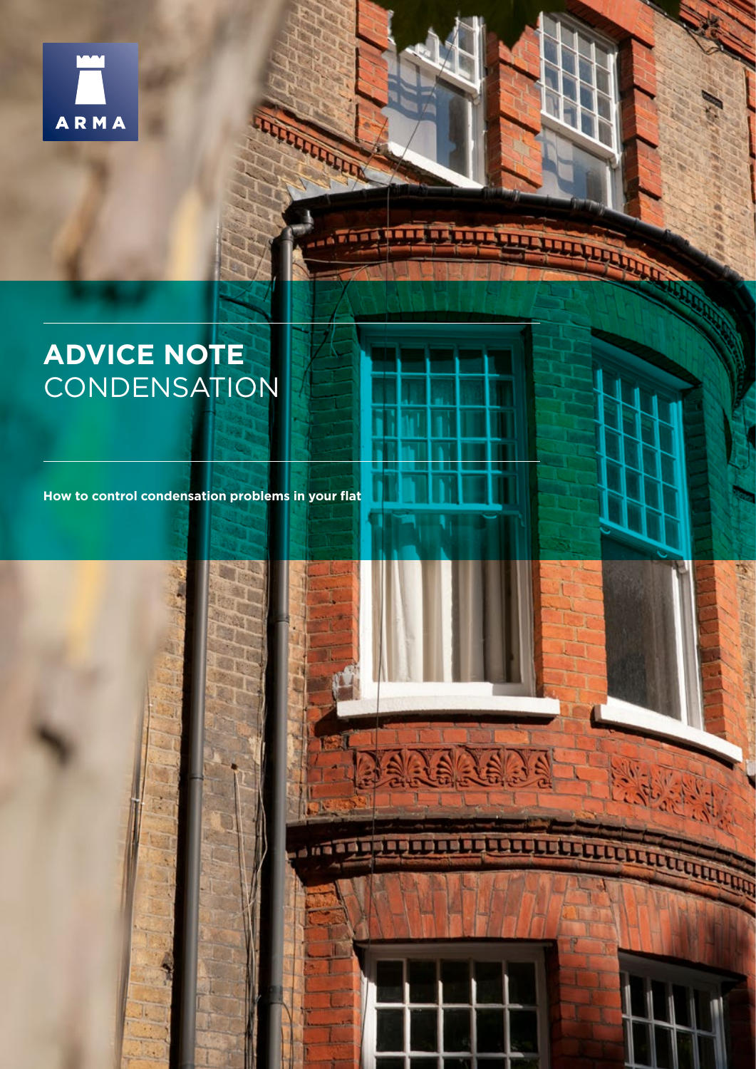ARMA

# ADVICE NOTE CONDENSATION

**How to control condensation problems in your flat**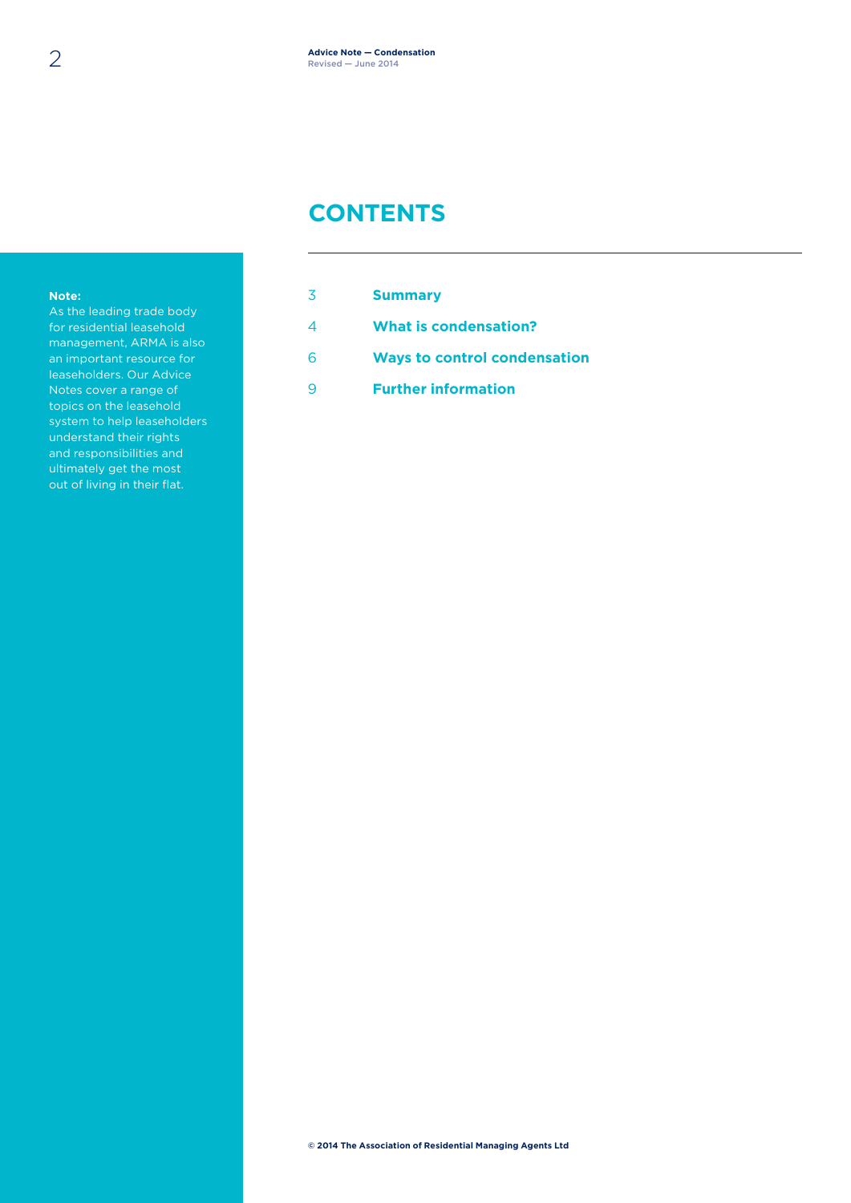**Note:**
As the leading trade body for residential leasehold management, ARMA is also an important resource for leaseholders. Our Advice Notes cover a range of topics on the leasehold system to help leaseholders understand their rights and responsibilities and ultimately get the most out of living in their flat.

# CONTENTS

| | |
|---|---|
| 3 | **Summary** |
| 4 | **What is condensation?** |
| 6 | **Ways to control condensation** |
| 9 | **Further information** |

© 2014 The Association of Residential Managing Agents Ltd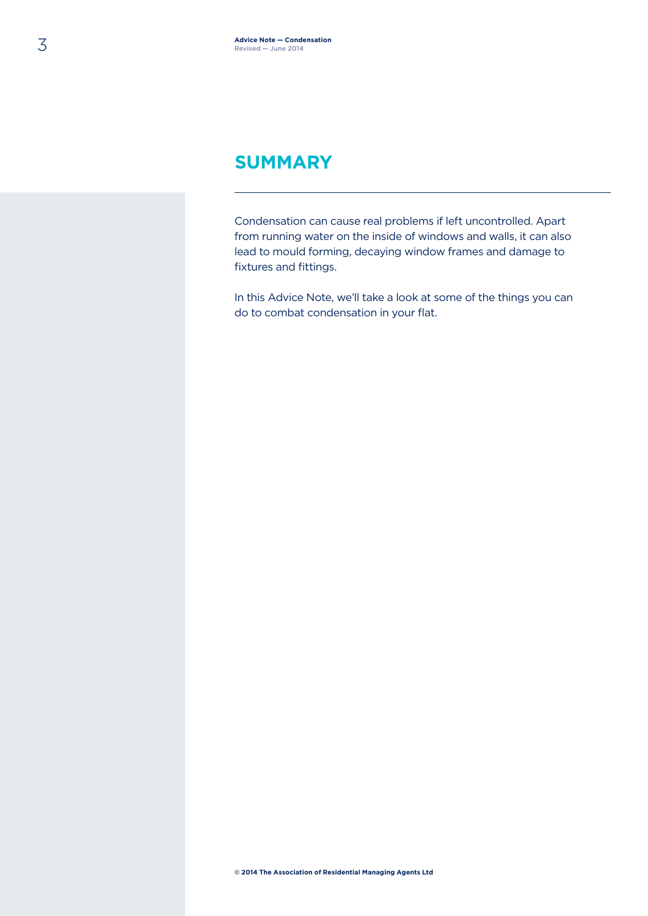## SUMMARY

Condensation can cause real problems if left uncontrolled. Apart from running water on the inside of windows and walls, it can also lead to mould forming, decaying window frames and damage to fixtures and fittings.

In this Advice Note, we'll take a look at some of the things you can do to combat condensation in your flat.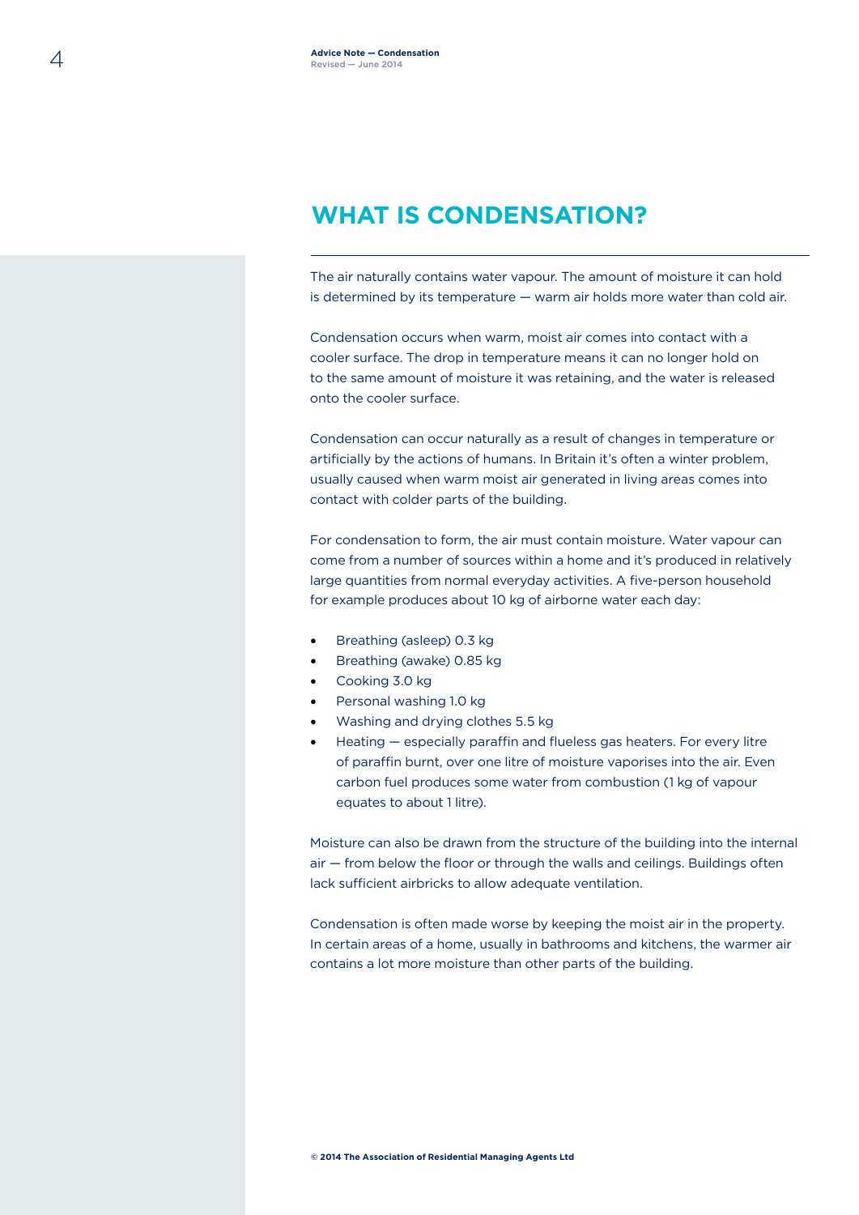## WHAT IS CONDENSATION?

The air naturally contains water vapour. The amount of moisture it can hold is determined by its temperature — warm air holds more water than cold air.

Condensation occurs when warm, moist air comes into contact with a cooler surface. The drop in temperature means it can no longer hold on to the same amount of moisture it was retaining, and the water is released onto the cooler surface.

Condensation can occur naturally as a result of changes in temperature or artificially by the actions of humans. In Britain it's often a winter problem, usually caused when warm moist air generated in living areas comes into contact with colder parts of the building.

For condensation to form, the air must contain moisture. Water vapour can come from a number of sources within a home and it's produced in relatively large quantities from normal everyday activities. A five-person household for example produces about 10 kg of airborne water each day:

- Breathing (asleep) 0.3 kg
- Breathing (awake) 0.85 kg
- Cooking 3.0 kg
- Personal washing 1.0 kg
- Washing and drying clothes 5.5 kg
- Heating — especially paraffin and flueless gas heaters. For every litre of paraffin burnt, over one litre of moisture vaporises into the air. Even carbon fuel produces some water from combustion (1 kg of vapour equates to about 1 litre).

Moisture can also be drawn from the structure of the building into the internal air — from below the floor or through the walls and ceilings. Buildings often lack sufficient airbricks to allow adequate ventilation.

Condensation is often made worse by keeping the moist air in the property. In certain areas of a home, usually in bathrooms and kitchens, the warmer air contains a lot more moisture than other parts of the building.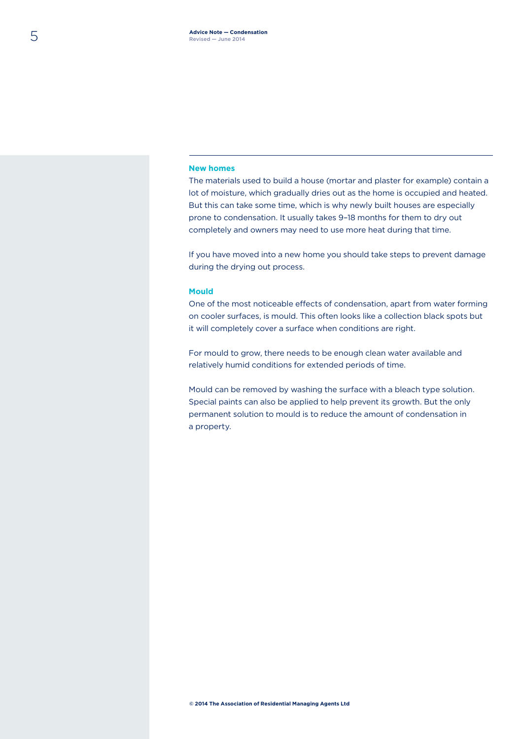### New homes

The materials used to build a house (mortar and plaster for example) contain a lot of moisture, which gradually dries out as the home is occupied and heated. But this can take some time, which is why newly built houses are especially prone to condensation. It usually takes 9–18 months for them to dry out completely and owners may need to use more heat during that time.

If you have moved into a new home you should take steps to prevent damage during the drying out process.

### Mould

One of the most noticeable effects of condensation, apart from water forming on cooler surfaces, is mould. This often looks like a collection black spots but it will completely cover a surface when conditions are right.

For mould to grow, there needs to be enough clean water available and relatively humid conditions for extended periods of time.

Mould can be removed by washing the surface with a bleach type solution. Special paints can also be applied to help prevent its growth. But the only permanent solution to mould is to reduce the amount of condensation in a property.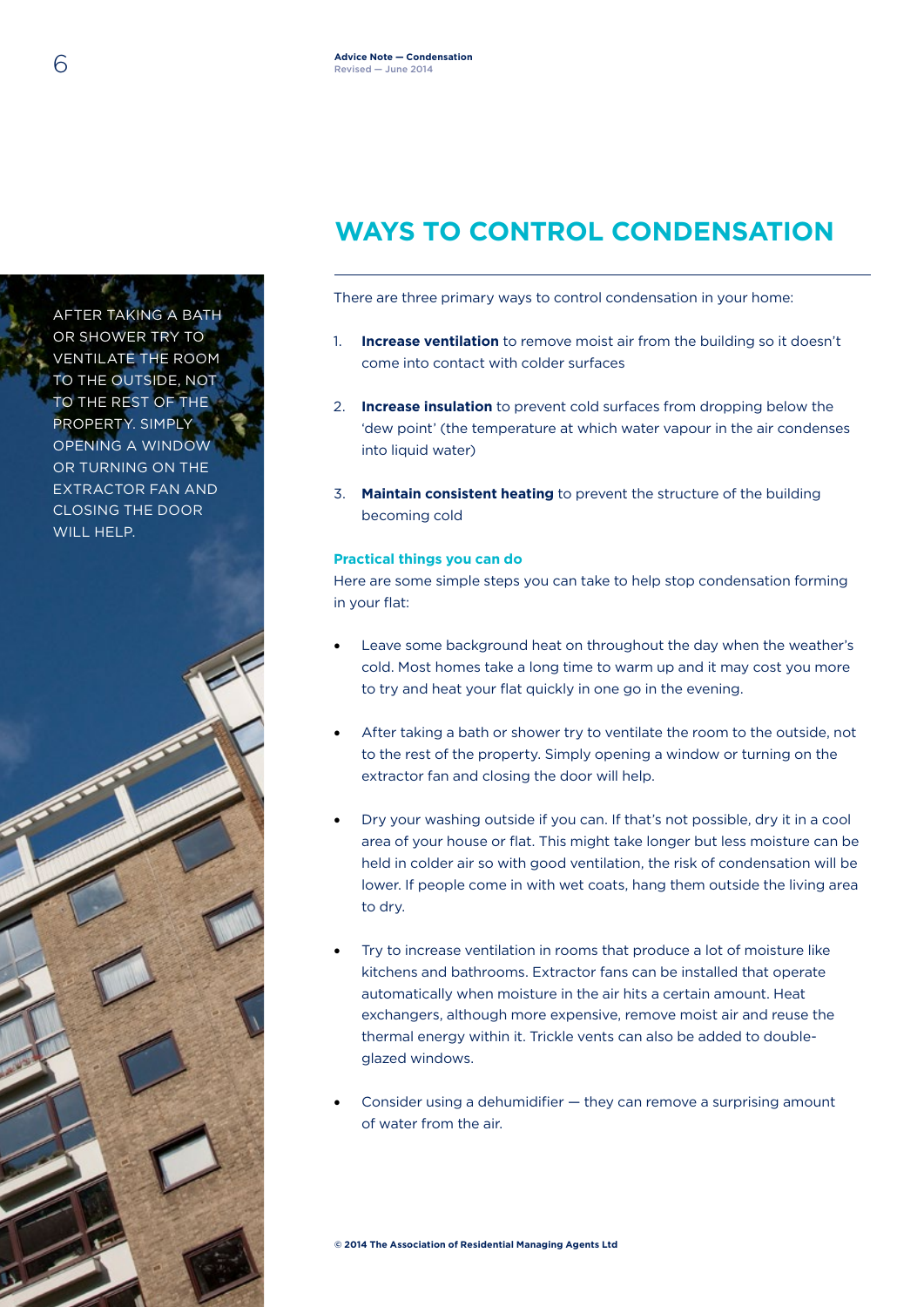AFTER TAKING A BATH OR SHOWER TRY TO VENTILATE THE ROOM TO THE OUTSIDE, NOT TO THE REST OF THE PROPERTY. SIMPLY OPENING A WINDOW OR TURNING ON THE EXTRACTOR FAN AND CLOSING THE DOOR WILL HELP.

## WAYS TO CONTROL CONDENSATION

There are three primary ways to control condensation in your home:

1. **Increase ventilation** to remove moist air from the building so it doesn't come into contact with colder surfaces
2. **Increase insulation** to prevent cold surfaces from dropping below the 'dew point' (the temperature at which water vapour in the air condenses into liquid water)
3. **Maintain consistent heating** to prevent the structure of the building becoming cold

### Practical things you can do

Here are some simple steps you can take to help stop condensation forming in your flat:

- Leave some background heat on throughout the day when the weather's cold. Most homes take a long time to warm up and it may cost you more to try and heat your flat quickly in one go in the evening.
- After taking a bath or shower try to ventilate the room to the outside, not to the rest of the property. Simply opening a window or turning on the extractor fan and closing the door will help.
- Dry your washing outside if you can. If that's not possible, dry it in a cool area of your house or flat. This might take longer but less moisture can be held in colder air so with good ventilation, the risk of condensation will be lower. If people come in with wet coats, hang them outside the living area to dry.
- Try to increase ventilation in rooms that produce a lot of moisture like kitchens and bathrooms. Extractor fans can be installed that operate automatically when moisture in the air hits a certain amount. Heat exchangers, although more expensive, remove moist air and reuse the thermal energy within it. Trickle vents can also be added to double-glazed windows.
- Consider using a dehumidifier — they can remove a surprising amount of water from the air.

© 2014 The Association of Residential Managing Agents Ltd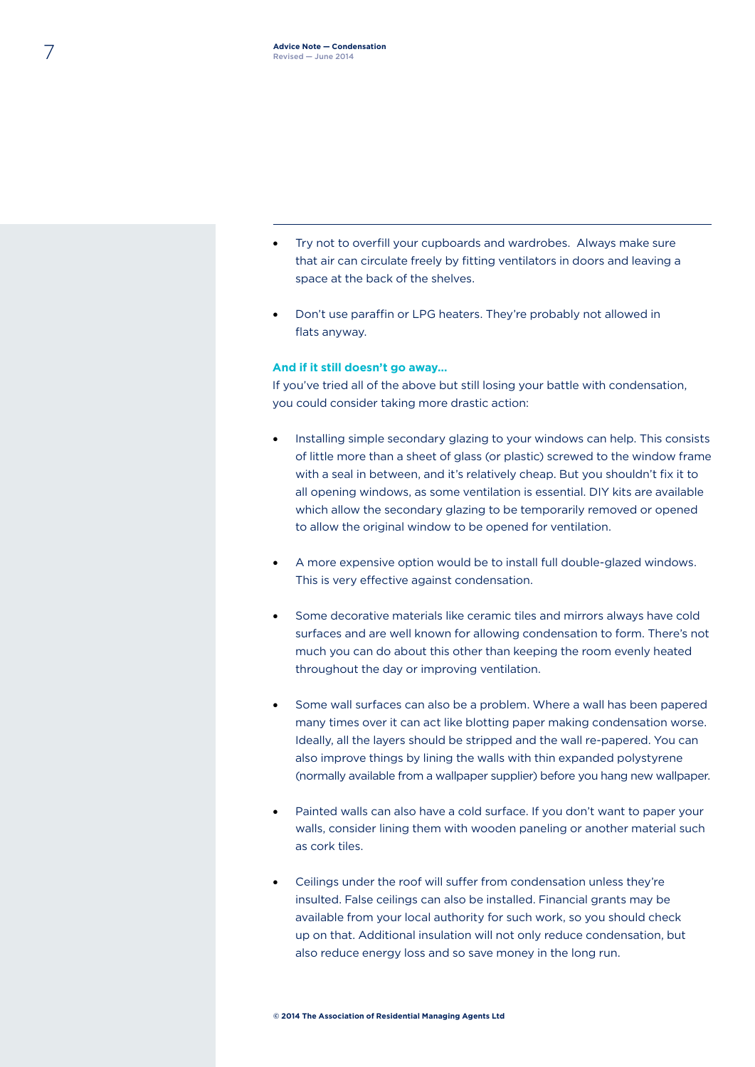- Try not to overfill your cupboards and wardrobes.  Always make sure that air can circulate freely by fitting ventilators in doors and leaving a space at the back of the shelves.

- Don't use paraffin or LPG heaters. They're probably not allowed in flats anyway.

**And if it still doesn't go away...**

If you've tried all of the above but still losing your battle with condensation, you could consider taking more drastic action:

- Installing simple secondary glazing to your windows can help. This consists of little more than a sheet of glass (or plastic) screwed to the window frame with a seal in between, and it's relatively cheap. But you shouldn't fix it to all opening windows, as some ventilation is essential. DIY kits are available which allow the secondary glazing to be temporarily removed or opened to allow the original window to be opened for ventilation.

- A more expensive option would be to install full double-glazed windows. This is very effective against condensation.

- Some decorative materials like ceramic tiles and mirrors always have cold surfaces and are well known for allowing condensation to form. There's not much you can do about this other than keeping the room evenly heated throughout the day or improving ventilation.

- Some wall surfaces can also be a problem. Where a wall has been papered many times over it can act like blotting paper making condensation worse. Ideally, all the layers should be stripped and the wall re-papered. You can also improve things by lining the walls with thin expanded polystyrene (normally available from a wallpaper supplier) before you hang new wallpaper.

- Painted walls can also have a cold surface. If you don't want to paper your walls, consider lining them with wooden paneling or another material such as cork tiles.

- Ceilings under the roof will suffer from condensation unless they're insulted. False ceilings can also be installed. Financial grants may be available from your local authority for such work, so you should check up on that. Additional insulation will not only reduce condensation, but also reduce energy loss and so save money in the long run.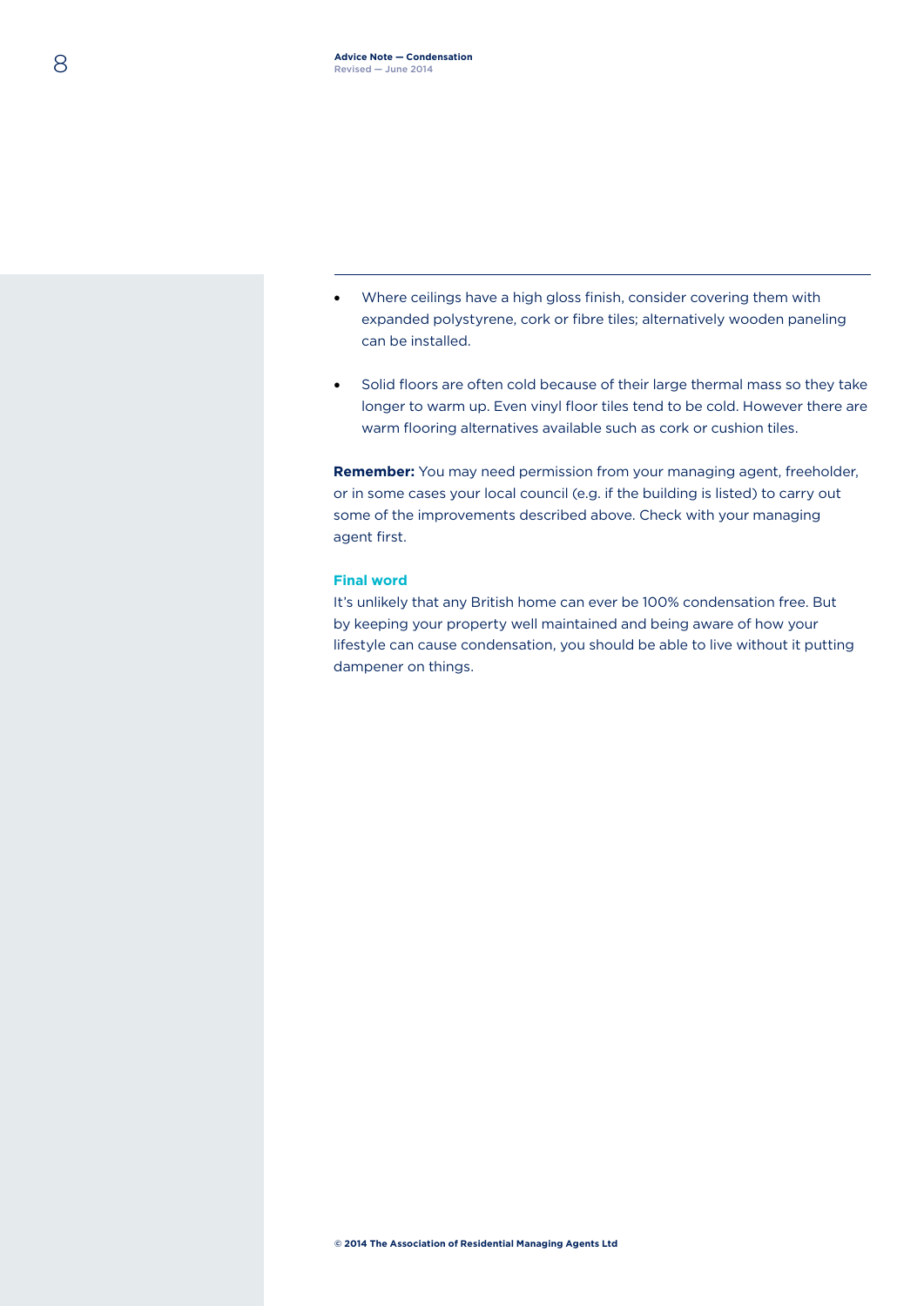- Where ceilings have a high gloss finish, consider covering them with expanded polystyrene, cork or fibre tiles; alternatively wooden paneling can be installed.
- Solid floors are often cold because of their large thermal mass so they take longer to warm up. Even vinyl floor tiles tend to be cold. However there are warm flooring alternatives available such as cork or cushion tiles.

**Remember:** You may need permission from your managing agent, freeholder, or in some cases your local council (e.g. if the building is listed) to carry out some of the improvements described above. Check with your managing agent first.

### Final word

It's unlikely that any British home can ever be 100% condensation free. But by keeping your property well maintained and being aware of how your lifestyle can cause condensation, you should be able to live without it putting dampener on things.

© 2014 The Association of Residential Managing Agents Ltd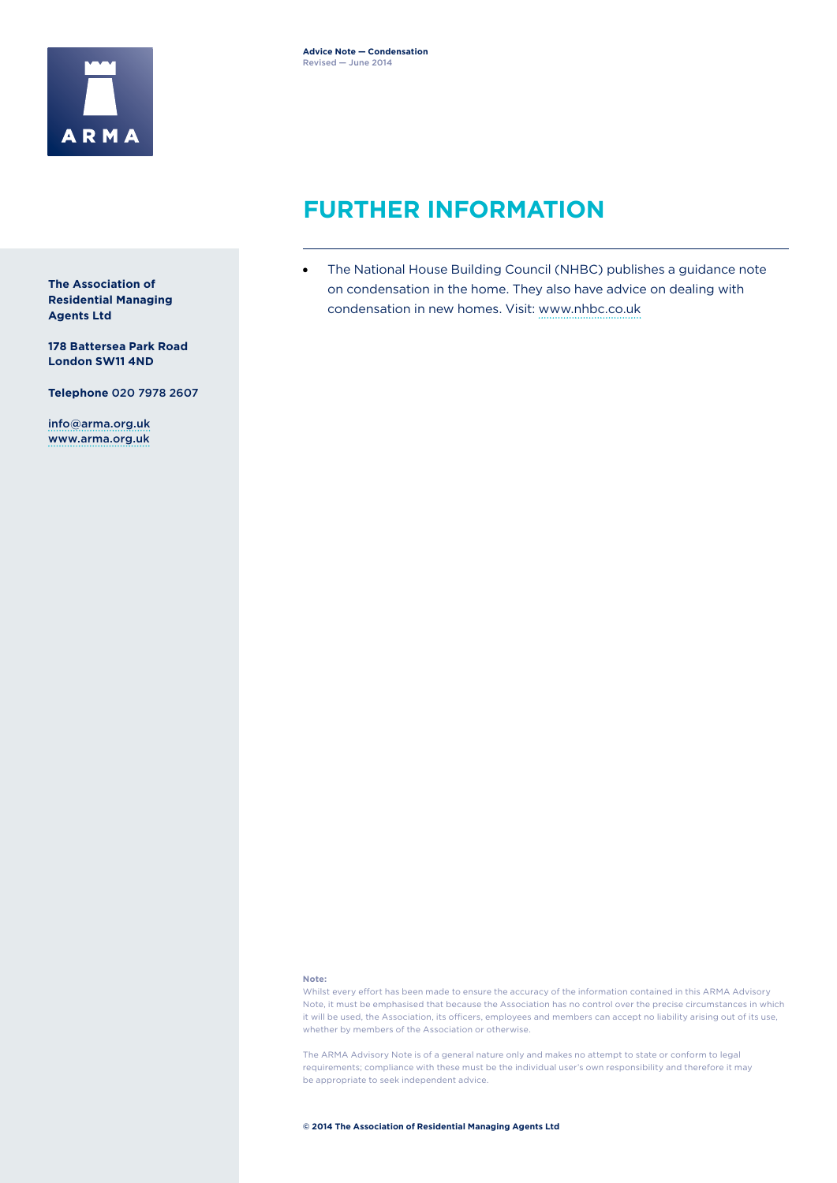# FURTHER INFORMATION

- The National House Building Council (NHBC) publishes a guidance note on condensation in the home. They also have advice on dealing with condensation in new homes. Visit: www.nhbc.co.uk

**The Association of Residential Managing Agents Ltd**

**178 Battersea Park Road London SW11 4ND**

**Telephone** 020 7978 2607

info@arma.org.uk
www.arma.org.uk

**Note:**

Whilst every effort has been made to ensure the accuracy of the information contained in this ARMA Advisory Note, it must be emphasised that because the Association has no control over the precise circumstances in which it will be used, the Association, its officers, employees and members can accept no liability arising out of its use, whether by members of the Association or otherwise.

The ARMA Advisory Note is of a general nature only and makes no attempt to state or conform to legal requirements; compliance with these must be the individual user's own responsibility and therefore it may be appropriate to seek independent advice.

**© 2014 The Association of Residential Managing Agents Ltd**